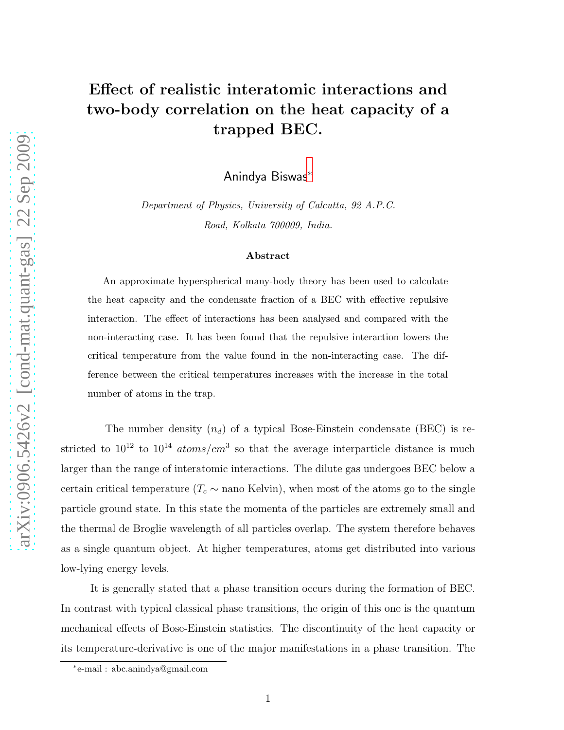# Effect of realistic interatomic interactions and two-body correlation on the heat capacity of a trapped BEC.

Anindya Biswas*

*Department of Physics, University of Calcutta, 92 A.P.C. Road, Kolkata 700009, India.*

### Abstract

An approximate hyperspherical many-body theory has been used to calculate the heat capacity and the condensate fraction of a BEC with effective repulsive interaction. The effect of interactions has been analysed and compared with the non-interacting case. It has been found that the repulsive interaction lowers the critical temperature from the value found in the non-interacting case. The difference between the critical temperatures increases with the increase in the total number of atoms in the trap.

The number density ($n_d$) of a typical Bose-Einstein condensate (BEC) is restricted to $10^{12}$ to $10^{14}$ $atoms/cm^3$ so that the average interparticle distance is much larger than the range of interatomic interactions. The dilute gas undergoes BEC below a certain critical temperature ($T_c \sim$ nano Kelvin), when most of the atoms go to the single particle ground state. In this state the momenta of the particles are extremely small and the thermal de Broglie wavelength of all particles overlap. The system therefore behaves as a single quantum object. At higher temperatures, atoms get distributed into various low-lying energy levels.

It is generally stated that a phase transition occurs during the formation of BEC. In contrast with typical classical phase transitions, the origin of this one is the quantum mechanical effects of Bose-Einstein statistics. The discontinuity of the heat capacity or its temperature-derivative is one of the major manifestations in a phase transition. The

*e-mail : abc.anindya@gmail.com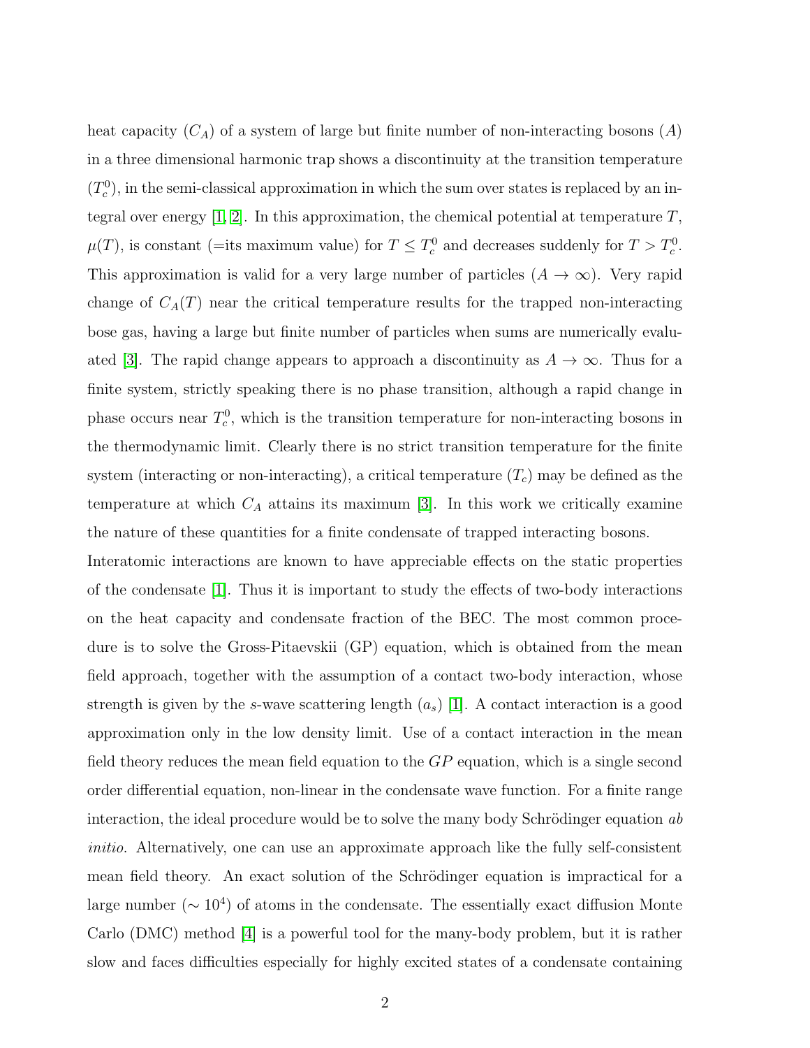heat capacity ($C_A$) of a system of large but finite number of non-interacting bosons ($A$) in a three dimensional harmonic trap shows a discontinuity at the transition temperature ($T_c^0$), in the semi-classical approximation in which the sum over states is replaced by an integral over energy [1, 2]. In this approximation, the chemical potential at temperature $T$, $\mu(T)$, is constant (=its maximum value) for $T \leq T_c^0$ and decreases suddenly for $T > T_c^0$. This approximation is valid for a very large number of particles ($A \rightarrow \infty$). Very rapid change of $C_A(T)$ near the critical temperature results for the trapped non-interacting bose gas, having a large but finite number of particles when sums are numerically evaluated [3]. The rapid change appears to approach a discontinuity as $A \rightarrow \infty$. Thus for a finite system, strictly speaking there is no phase transition, although a rapid change in phase occurs near $T_c^0$, which is the transition temperature for non-interacting bosons in the thermodynamic limit. Clearly there is no strict transition temperature for the finite system (interacting or non-interacting), a critical temperature ($T_c$) may be defined as the temperature at which $C_A$ attains its maximum [3]. In this work we critically examine the nature of these quantities for a finite condensate of trapped interacting bosons.

Interatomic interactions are known to have appreciable effects on the static properties of the condensate [1]. Thus it is important to study the effects of two-body interactions on the heat capacity and condensate fraction of the BEC. The most common procedure is to solve the Gross-Pitaevskii (GP) equation, which is obtained from the mean field approach, together with the assumption of a contact two-body interaction, whose strength is given by the $s$-wave scattering length ($a_s$) [1]. A contact interaction is a good approximation only in the low density limit. Use of a contact interaction in the mean field theory reduces the mean field equation to the $GP$ equation, which is a single second order differential equation, non-linear in the condensate wave function. For a finite range interaction, the ideal procedure would be to solve the many body Schrödinger equation *ab initio*. Alternatively, one can use an approximate approach like the fully self-consistent mean field theory. An exact solution of the Schrödinger equation is impractical for a large number ($\sim 10^4$) of atoms in the condensate. The essentially exact diffusion Monte Carlo (DMC) method [4] is a powerful tool for the many-body problem, but it is rather slow and faces difficulties especially for highly excited states of a condensate containing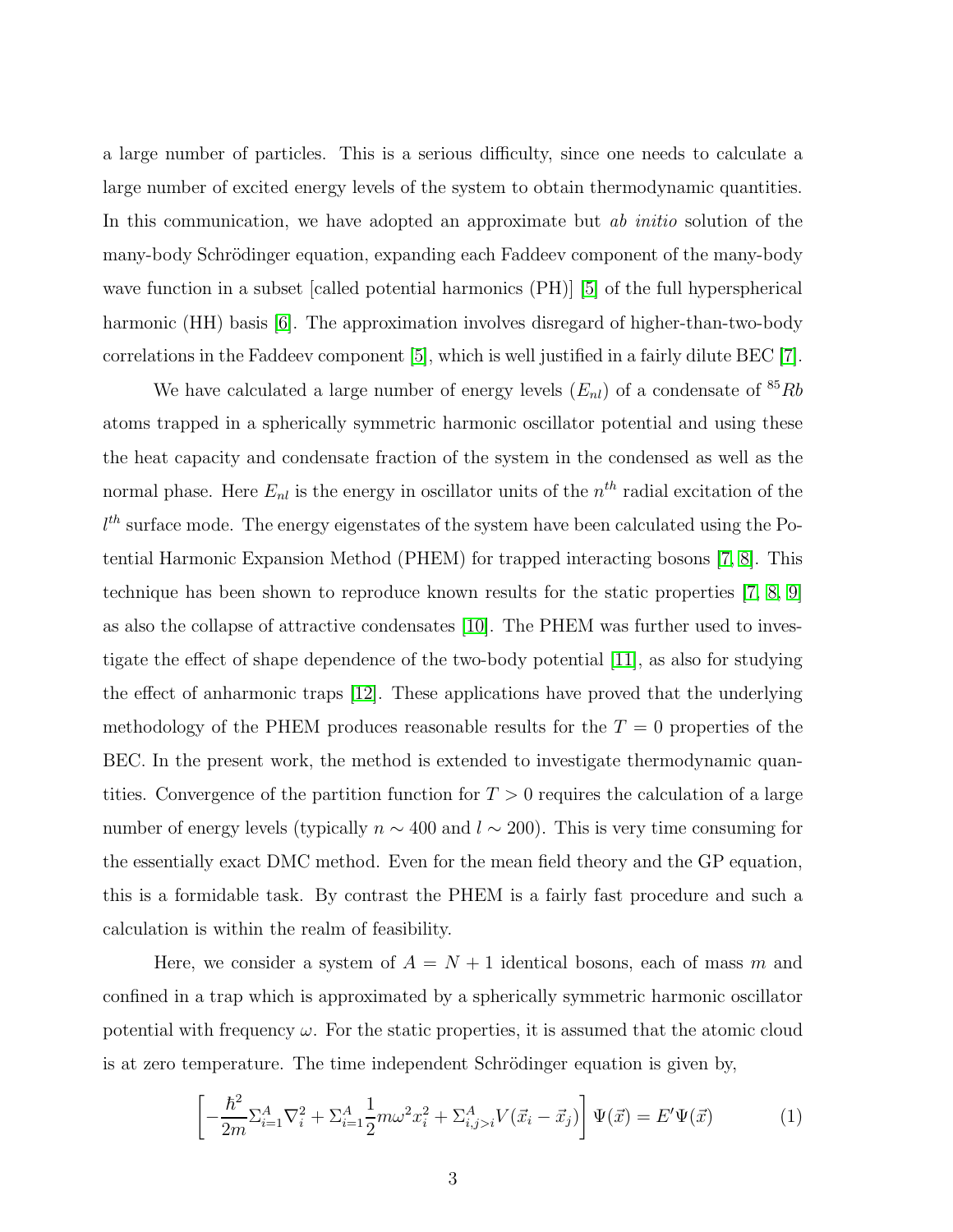a large number of particles. This is a serious difficulty, since one needs to calculate a large number of excited energy levels of the system to obtain thermodynamic quantities. In this communication, we have adopted an approximate but *ab initio* solution of the many-body Schrödinger equation, expanding each Faddeev component of the many-body wave function in a subset [called potential harmonics (PH)] [5] of the full hyperspherical harmonic (HH) basis [6]. The approximation involves disregard of higher-than-two-body correlations in the Faddeev component [5], which is well justified in a fairly dilute BEC [7].

We have calculated a large number of energy levels ($E_{nl}$) of a condensate of $^{85}Rb$ atoms trapped in a spherically symmetric harmonic oscillator potential and using these the heat capacity and condensate fraction of the system in the condensed as well as the normal phase. Here $E_{nl}$ is the energy in oscillator units of the $n^{th}$ radial excitation of the $l^{th}$ surface mode. The energy eigenstates of the system have been calculated using the Potential Harmonic Expansion Method (PHEM) for trapped interacting bosons [7, 8]. This technique has been shown to reproduce known results for the static properties [7, 8, 9] as also the collapse of attractive condensates [10]. The PHEM was further used to investigate the effect of shape dependence of the two-body potential [11], as also for studying the effect of anharmonic traps [12]. These applications have proved that the underlying methodology of the PHEM produces reasonable results for the $T = 0$ properties of the BEC. In the present work, the method is extended to investigate thermodynamic quantities. Convergence of the partition function for $T > 0$ requires the calculation of a large number of energy levels (typically $n \sim 400$ and $l \sim 200$). This is very time consuming for the essentially exact DMC method. Even for the mean field theory and the GP equation, this is a formidable task. By contrast the PHEM is a fairly fast procedure and such a calculation is within the realm of feasibility.

Here, we consider a system of $A = N + 1$ identical bosons, each of mass $m$ and confined in a trap which is approximated by a spherically symmetric harmonic oscillator potential with frequency $\omega$. For the static properties, it is assumed that the atomic cloud is at zero temperature. The time independent Schrödinger equation is given by,

$$\left[-\frac{\hbar^2}{2m}\Sigma_{i=1}^{A}\nabla_i^2 + \Sigma_{i=1}^{A}\frac{1}{2}m\omega^2 x_i^2 + \Sigma_{i,j>i}^{A}V(\vec{x}_i - \vec{x}_j)\right]\Psi(\vec{x}) = E'\Psi(\vec{x}) \tag{1}$$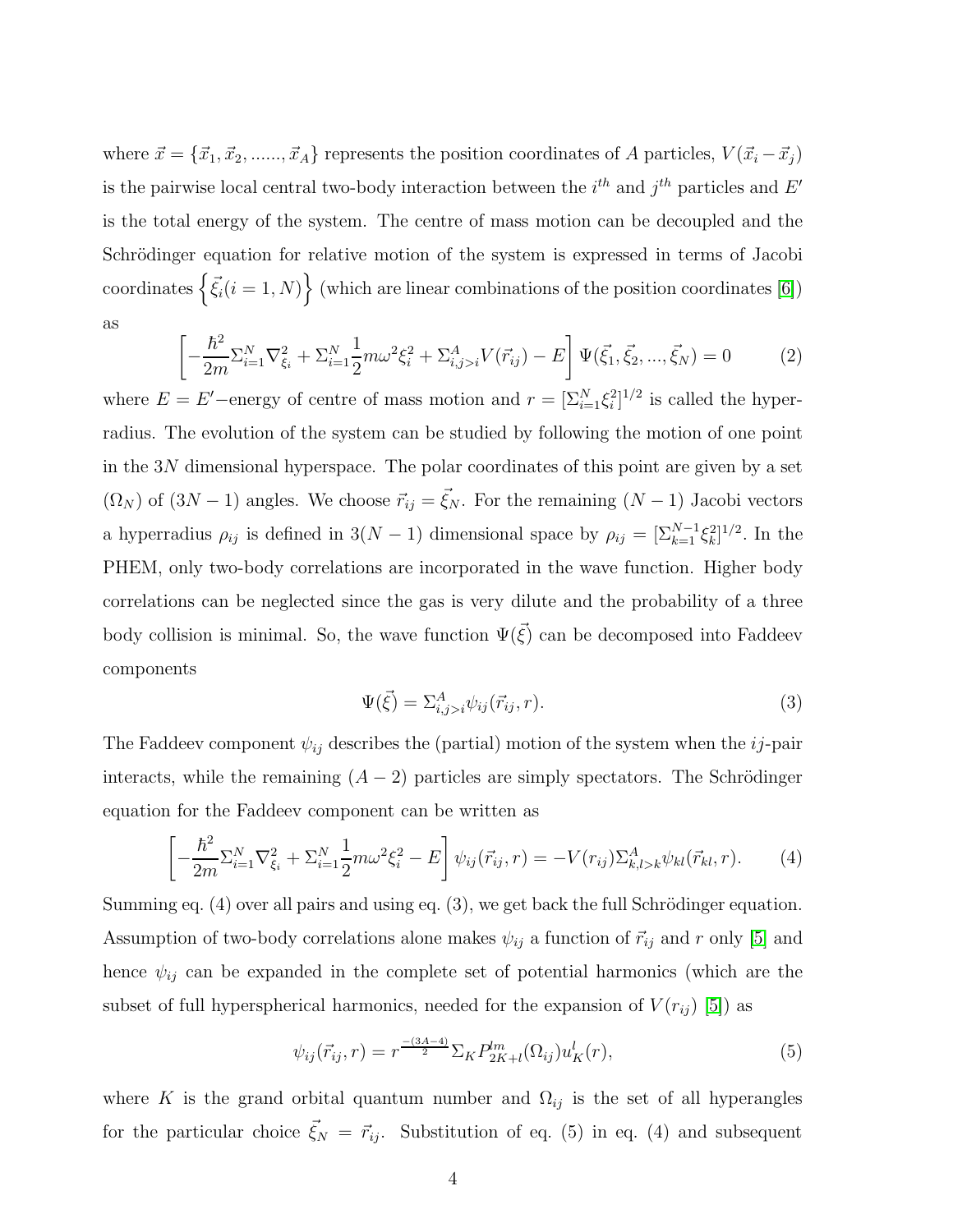where $\vec{x} = \{\vec{x}_1, \vec{x}_2, ......, \vec{x}_A\}$ represents the position coordinates of $A$ particles, $V(\vec{x}_i - \vec{x}_j)$ is the pairwise local central two-body interaction between the $i^{th}$ and $j^{th}$ particles and $E'$ is the total energy of the system. The centre of mass motion can be decoupled and the Schrödinger equation for relative motion of the system is expressed in terms of Jacobi coordinates $\left\{\vec{\xi_i}(i = 1, N)\right\}$ (which are linear combinations of the position coordinates [6]) as

$$\left[-\frac{\hbar^2}{2m}\Sigma_{i=1}^{N}\nabla_{\xi_i}^2 + \Sigma_{i=1}^{N}\frac{1}{2}m\omega^2\xi_i^2 + \Sigma_{i,j>i}^{A}V(\vec{r}_{ij}) - E\right]\Psi(\vec{\xi_1}, \vec{\xi_2}, ..., \vec{\xi_N}) = 0 \qquad (2)$$

where $E = E'-$energy of centre of mass motion and $r = [\Sigma_{i=1}^{N}\xi_i^2]^{1/2}$ is called the hyperradius. The evolution of the system can be studied by following the motion of one point in the $3N$ dimensional hyperspace. The polar coordinates of this point are given by a set $(\Omega_N)$ of $(3N-1)$ angles. We choose $\vec{r}_{ij} = \vec{\xi_N}$. For the remaining $(N-1)$ Jacobi vectors a hyperradius $\rho_{ij}$ is defined in $3(N-1)$ dimensional space by $\rho_{ij} = [\Sigma_{k=1}^{N-1}\xi_k^2]^{1/2}$. In the PHEM, only two-body correlations are incorporated in the wave function. Higher body correlations can be neglected since the gas is very dilute and the probability of a three body collision is minimal. So, the wave function $\Psi(\vec{\xi})$ can be decomposed into Faddeev components

$$\Psi(\vec{\xi}) = \Sigma_{i,j>i}^{A}\psi_{ij}(\vec{r}_{ij}, r). \qquad (3)$$

The Faddeev component $\psi_{ij}$ describes the (partial) motion of the system when the $ij$-pair interacts, while the remaining $(A-2)$ particles are simply spectators. The Schrödinger equation for the Faddeev component can be written as

$$\left[-\frac{\hbar^2}{2m}\Sigma_{i=1}^{N}\nabla_{\xi_i}^2 + \Sigma_{i=1}^{N}\frac{1}{2}m\omega^2\xi_i^2 - E\right]\psi_{ij}(\vec{r}_{ij}, r) = -V(r_{ij})\Sigma_{k,l>k}^{A}\psi_{kl}(\vec{r}_{kl}, r). \qquad (4)$$

Summing eq. (4) over all pairs and using eq. (3), we get back the full Schrödinger equation. Assumption of two-body correlations alone makes $\psi_{ij}$ a function of $\vec{r}_{ij}$ and $r$ only [5] and hence $\psi_{ij}$ can be expanded in the complete set of potential harmonics (which are the subset of full hyperspherical harmonics, needed for the expansion of $V(r_{ij})$ [5]) as

$$\psi_{ij}(\vec{r}_{ij}, r) = r^{\frac{-(3A-4)}{2}}\Sigma_K P_{2K+l}^{lm}(\Omega_{ij})u_K^l(r), \qquad (5)$$

where $K$ is the grand orbital quantum number and $\Omega_{ij}$ is the set of all hyperangles for the particular choice $\vec{\xi_N} = \vec{r}_{ij}$. Substitution of eq. (5) in eq. (4) and subsequent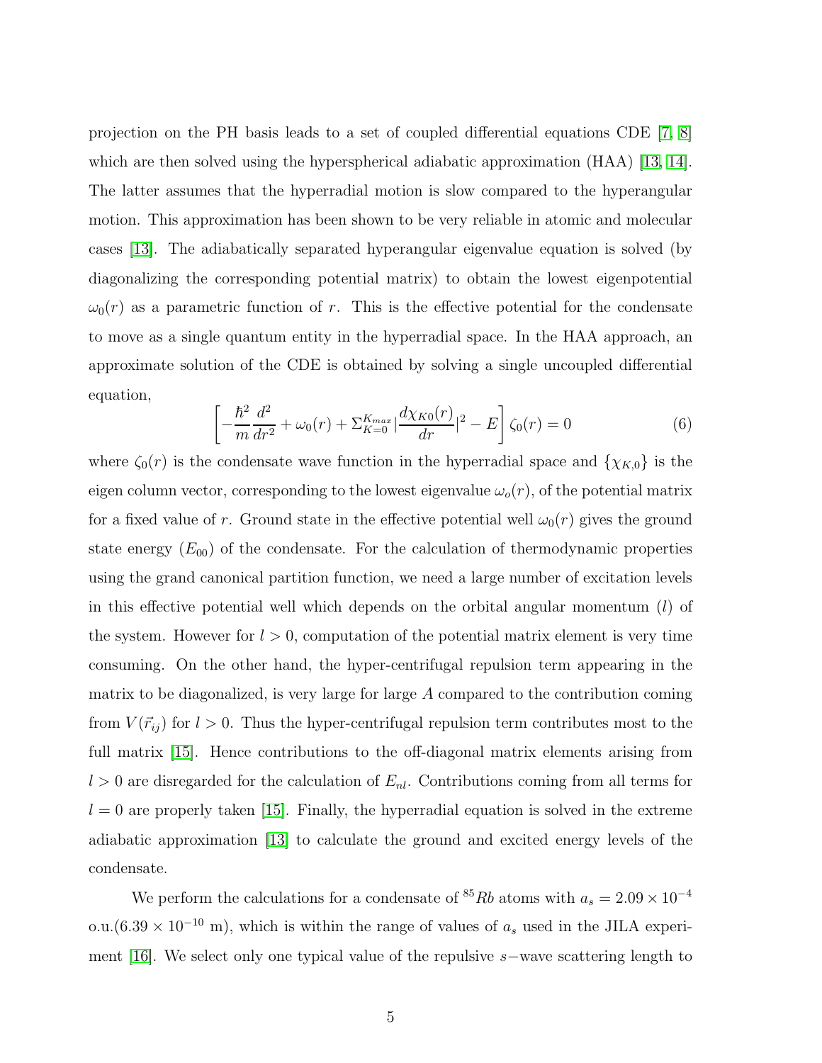projection on the PH basis leads to a set of coupled differential equations CDE [7, 8] which are then solved using the hyperspherical adiabatic approximation (HAA) [13, 14]. The latter assumes that the hyperradial motion is slow compared to the hyperangular motion. This approximation has been shown to be very reliable in atomic and molecular cases [13]. The adiabatically separated hyperangular eigenvalue equation is solved (by diagonalizing the corresponding potential matrix) to obtain the lowest eigenpotential $\omega_0(r)$ as a parametric function of $r$. This is the effective potential for the condensate to move as a single quantum entity in the hyperradial space. In the HAA approach, an approximate solution of the CDE is obtained by solving a single uncoupled differential equation,

$$\left[-\frac{\hbar^2}{m}\frac{d^2}{dr^2} + \omega_0(r) + \Sigma_{K=0}^{K_{max}} |\frac{d\chi_{K0}(r)}{dr}|^2 - E\right]\zeta_0(r) = 0 \tag{6}$$

where $\zeta_0(r)$ is the condensate wave function in the hyperradial space and $\{\chi_{K,0}\}$ is the eigen column vector, corresponding to the lowest eigenvalue $\omega_o(r)$, of the potential matrix for a fixed value of $r$. Ground state in the effective potential well $\omega_0(r)$ gives the ground state energy ($E_{00}$) of the condensate. For the calculation of thermodynamic properties using the grand canonical partition function, we need a large number of excitation levels in this effective potential well which depends on the orbital angular momentum ($l$) of the system. However for $l > 0$, computation of the potential matrix element is very time consuming. On the other hand, the hyper-centrifugal repulsion term appearing in the matrix to be diagonalized, is very large for large $A$ compared to the contribution coming from $V(\vec{r}_{ij})$ for $l > 0$. Thus the hyper-centrifugal repulsion term contributes most to the full matrix [15]. Hence contributions to the off-diagonal matrix elements arising from $l > 0$ are disregarded for the calculation of $E_{nl}$. Contributions coming from all terms for $l = 0$ are properly taken [15]. Finally, the hyperradial equation is solved in the extreme adiabatic approximation [13] to calculate the ground and excited energy levels of the condensate.

We perform the calculations for a condensate of $^{85}Rb$ atoms with $a_s = 2.09 \times 10^{-4}$ o.u.($6.39 \times 10^{-10}$ m), which is within the range of values of $a_s$ used in the JILA experiment [16]. We select only one typical value of the repulsive $s-$wave scattering length to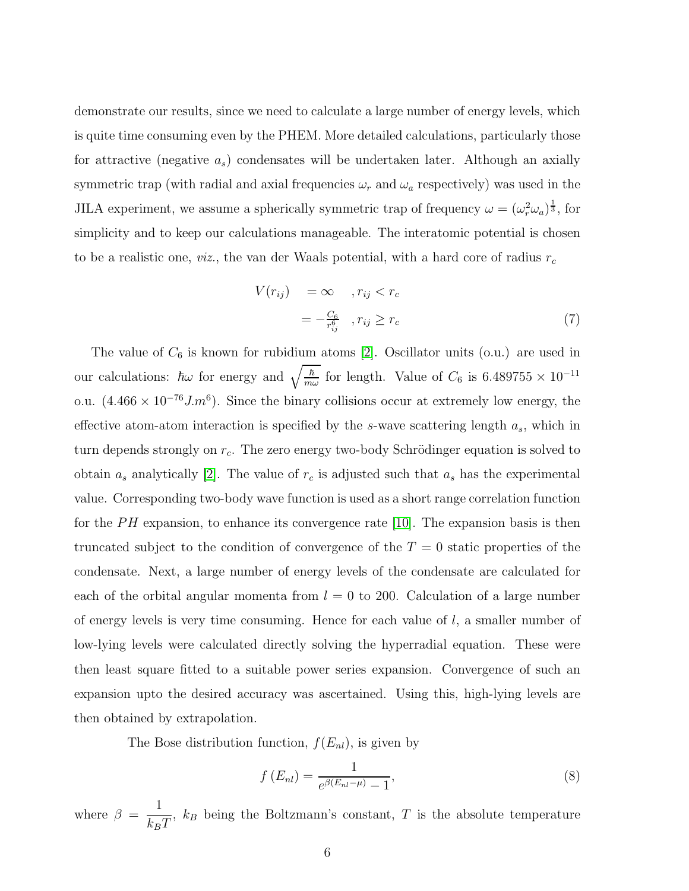demonstrate our results, since we need to calculate a large number of energy levels, which is quite time consuming even by the PHEM. More detailed calculations, particularly those for attractive (negative $a_s$) condensates will be undertaken later. Although an axially symmetric trap (with radial and axial frequencies $\omega_r$ and $\omega_a$ respectively) was used in the JILA experiment, we assume a spherically symmetric trap of frequency $\omega = (\omega_r^2 \omega_a)^{\frac{1}{3}}$, for simplicity and to keep our calculations manageable. The interatomic potential is chosen to be a realistic one, *viz.*, the van der Waals potential, with a hard core of radius $r_c$

$$
\begin{aligned}
V(r_{ij}) &= \infty \quad , r_{ij} < r_c \\
&= -\frac{C_6}{r_{ij}^6} \quad , r_{ij} \geq r_c
\end{aligned}
\tag{7}
$$

The value of $C_6$ is known for rubidium atoms [2]. Oscillator units (o.u.) are used in our calculations: $\hbar\omega$ for energy and $\sqrt{\frac{\hbar}{m\omega}}$ for length. Value of $C_6$ is $6.489755 \times 10^{-11}$ o.u. ($4.466 \times 10^{-76} J.m^6$). Since the binary collisions occur at extremely low energy, the effective atom-atom interaction is specified by the $s$-wave scattering length $a_s$, which in turn depends strongly on $r_c$. The zero energy two-body Schrödinger equation is solved to obtain $a_s$ analytically [2]. The value of $r_c$ is adjusted such that $a_s$ has the experimental value. Corresponding two-body wave function is used as a short range correlation function for the $PH$ expansion, to enhance its convergence rate [10]. The expansion basis is then truncated subject to the condition of convergence of the $T = 0$ static properties of the condensate. Next, a large number of energy levels of the condensate are calculated for each of the orbital angular momenta from $l = 0$ to 200. Calculation of a large number of energy levels is very time consuming. Hence for each value of $l$, a smaller number of low-lying levels were calculated directly solving the hyperradial equation. These were then least square fitted to a suitable power series expansion. Convergence of such an expansion upto the desired accuracy was ascertained. Using this, high-lying levels are then obtained by extrapolation.

The Bose distribution function, $f(E_{nl})$, is given by

$$
f\left(E_{nl}\right) = \frac{1}{e^{\beta(E_{nl}-\mu)} - 1},
\tag{8}
$$

where $\beta = \dfrac{1}{k_B T}$, $k_B$ being the Boltzmann's constant, $T$ is the absolute temperature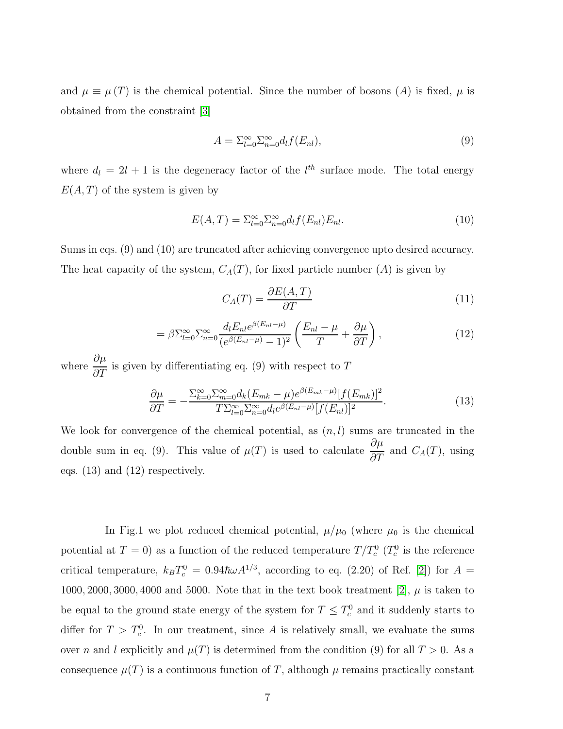and $\mu \equiv \mu(T)$ is the chemical potential. Since the number of bosons ($A$) is fixed, $\mu$ is obtained from the constraint [3]

$$A = \Sigma_{l=0}^{\infty}\Sigma_{n=0}^{\infty} d_l f(E_{nl}), \tag{9}$$

where $d_l = 2l + 1$ is the degeneracy factor of the $l^{th}$ surface mode. The total energy $E(A,T)$ of the system is given by

$$E(A,T) = \Sigma_{l=0}^{\infty}\Sigma_{n=0}^{\infty} d_l f(E_{nl}) E_{nl}. \tag{10}$$

Sums in eqs. (9) and (10) are truncated after achieving convergence upto desired accuracy. The heat capacity of the system, $C_A(T)$, for fixed particle number ($A$) is given by

$$C_A(T) = \frac{\partial E(A,T)}{\partial T} \tag{11}$$

$$= \beta \Sigma_{l=0}^{\infty}\Sigma_{n=0}^{\infty} \frac{d_l E_{nl} e^{\beta(E_{nl}-\mu)}}{(e^{\beta(E_{nl}-\mu)} - 1)^2} \left( \frac{E_{nl} - \mu}{T} + \frac{\partial \mu}{\partial T} \right), \tag{12}$$

where $\dfrac{\partial \mu}{\partial T}$ is given by differentiating eq. (9) with respect to $T$

$$\frac{\partial \mu}{\partial T} = -\frac{\Sigma_{k=0}^{\infty}\Sigma_{m=0}^{\infty} d_k (E_{mk} - \mu) e^{\beta(E_{mk}-\mu)} [f(E_{mk})]^2}{T \Sigma_{l=0}^{\infty}\Sigma_{n=0}^{\infty} d_l e^{\beta(E_{nl}-\mu)} [f(E_{nl})]^2}. \tag{13}$$

We look for convergence of the chemical potential, as $(n,l)$ sums are truncated in the double sum in eq. (9). This value of $\mu(T)$ is used to calculate $\dfrac{\partial \mu}{\partial T}$ and $C_A(T)$, using eqs. (13) and (12) respectively.

In Fig.1 we plot reduced chemical potential, $\mu/\mu_0$ (where $\mu_0$ is the chemical potential at $T = 0$) as a function of the reduced temperature $T/T_c^0$ ($T_c^0$ is the reference critical temperature, $k_B T_c^0 = 0.94\hbar\omega A^{1/3}$, according to eq. (2.20) of Ref. [2]) for $A = 1000, 2000, 3000, 4000$ and $5000$. Note that in the text book treatment [2], $\mu$ is taken to be equal to the ground state energy of the system for $T \leq T_c^0$ and it suddenly starts to differ for $T > T_c^0$. In our treatment, since $A$ is relatively small, we evaluate the sums over $n$ and $l$ explicitly and $\mu(T)$ is determined from the condition (9) for all $T > 0$. As a consequence $\mu(T)$ is a continuous function of $T$, although $\mu$ remains practically constant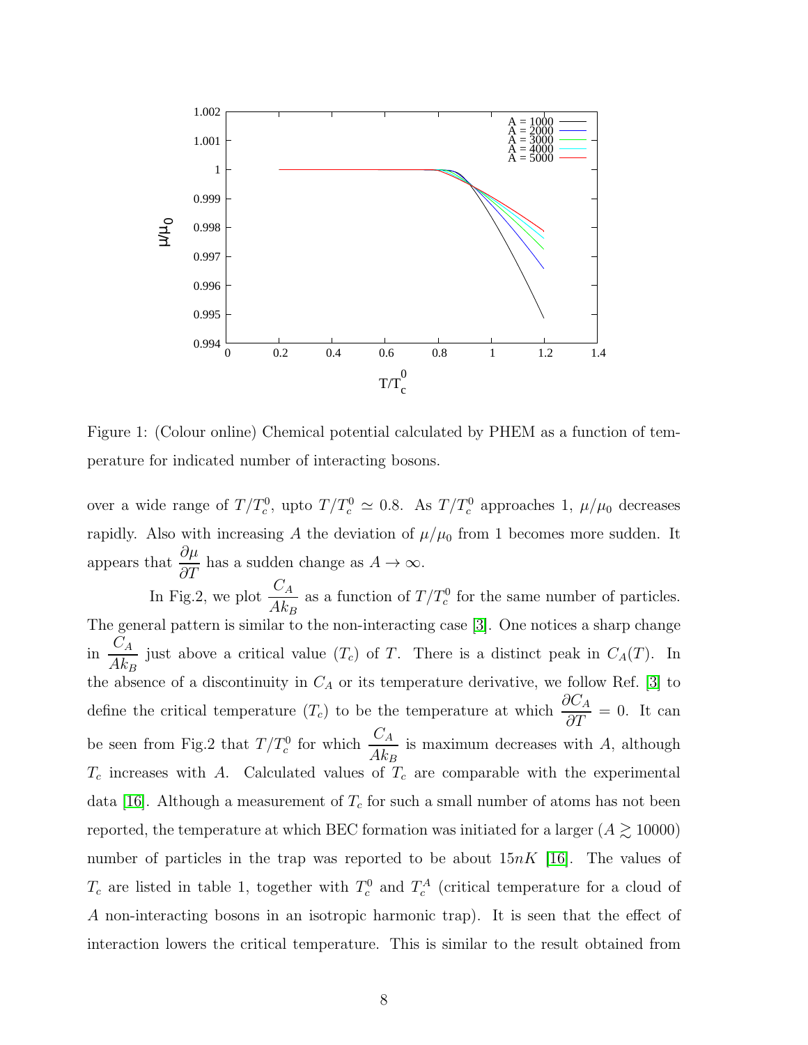Figure 1: (Colour online) Chemical potential calculated by PHEM as a function of temperature for indicated number of interacting bosons.

over a wide range of $T/T_c^0$, upto $T/T_c^0 \simeq 0.8$. As $T/T_c^0$ approaches 1, $\mu/\mu_0$ decreases rapidly. Also with increasing $A$ the deviation of $\mu/\mu_0$ from 1 becomes more sudden. It appears that $\frac{\partial \mu}{\partial T}$ has a sudden change as $A \to \infty$.

In Fig.2, we plot $\frac{C_A}{Ak_B}$ as a function of $T/T_c^0$ for the same number of particles. The general pattern is similar to the non-interacting case [3]. One notices a sharp change in $\frac{C_A}{Ak_B}$ just above a critical value ($T_c$) of $T$. There is a distinct peak in $C_A(T)$. In the absence of a discontinuity in $C_A$ or its temperature derivative, we follow Ref. [3] to define the critical temperature ($T_c$) to be the temperature at which $\frac{\partial C_A}{\partial T} = 0$. It can be seen from Fig.2 that $T/T_c^0$ for which $\frac{C_A}{Ak_B}$ is maximum decreases with $A$, although $T_c$ increases with $A$. Calculated values of $T_c$ are comparable with the experimental data [16]. Although a measurement of $T_c$ for such a small number of atoms has not been reported, the temperature at which BEC formation was initiated for a larger ($A \gtrsim 10000$) number of particles in the trap was reported to be about $15nK$ [16]. The values of $T_c$ are listed in table 1, together with $T_c^0$ and $T_c^A$ (critical temperature for a cloud of $A$ non-interacting bosons in an isotropic harmonic trap). It is seen that the effect of interaction lowers the critical temperature. This is similar to the result obtained from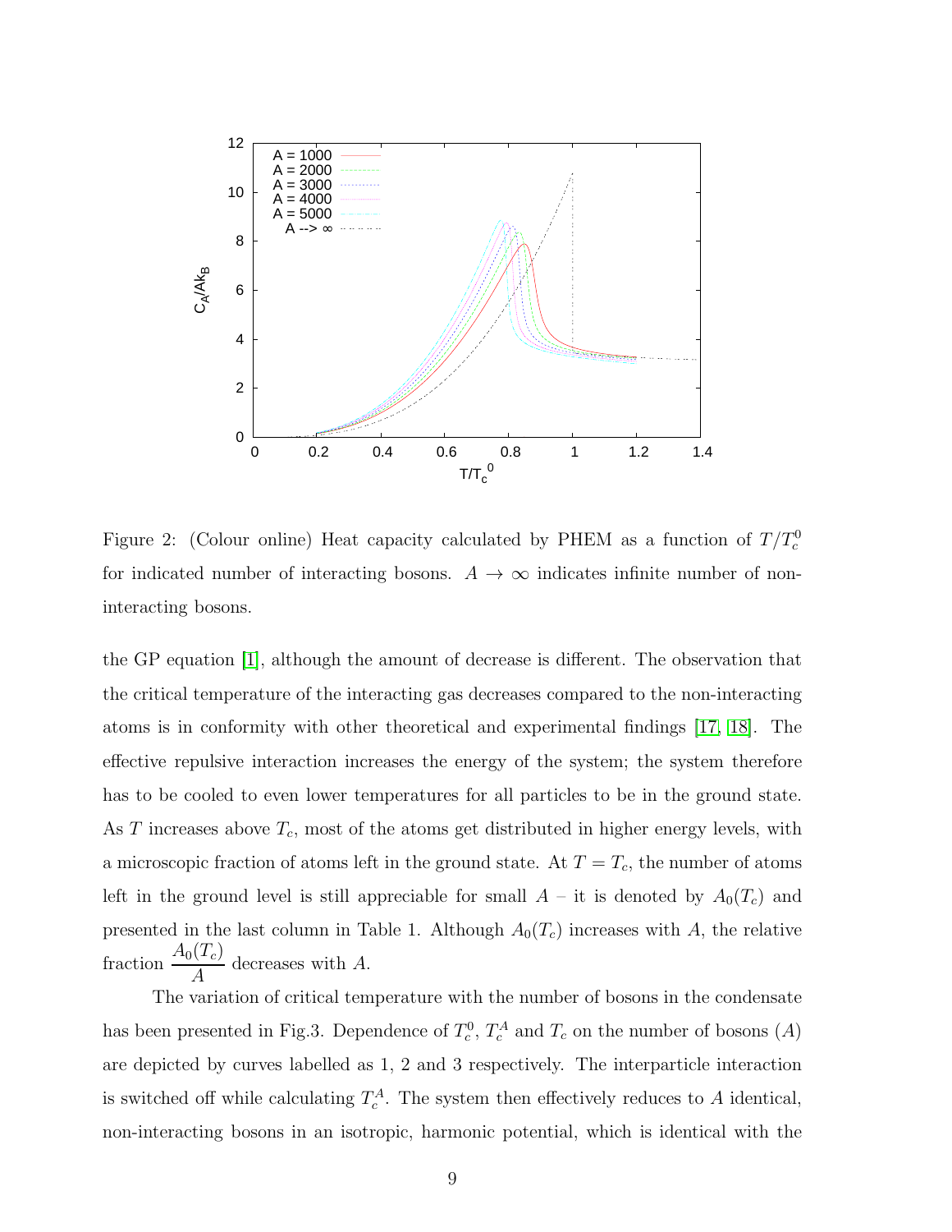Figure 2: (Colour online) Heat capacity calculated by PHEM as a function of $T/T_c^0$ for indicated number of interacting bosons. $A \to \infty$ indicates infinite number of non-interacting bosons.

the GP equation [1], although the amount of decrease is different. The observation that the critical temperature of the interacting gas decreases compared to the non-interacting atoms is in conformity with other theoretical and experimental findings [17, 18]. The effective repulsive interaction increases the energy of the system; the system therefore has to be cooled to even lower temperatures for all particles to be in the ground state. As $T$ increases above $T_c$, most of the atoms get distributed in higher energy levels, with a microscopic fraction of atoms left in the ground state. At $T = T_c$, the number of atoms left in the ground level is still appreciable for small $A$ – it is denoted by $A_0(T_c)$ and presented in the last column in Table 1. Although $A_0(T_c)$ increases with $A$, the relative fraction $\dfrac{A_0(T_c)}{A}$ decreases with $A$.

The variation of critical temperature with the number of bosons in the condensate has been presented in Fig.3. Dependence of $T_c^0$, $T_c^A$ and $T_c$ on the number of bosons ($A$) are depicted by curves labelled as 1, 2 and 3 respectively. The interparticle interaction is switched off while calculating $T_c^A$. The system then effectively reduces to $A$ identical, non-interacting bosons in an isotropic, harmonic potential, which is identical with the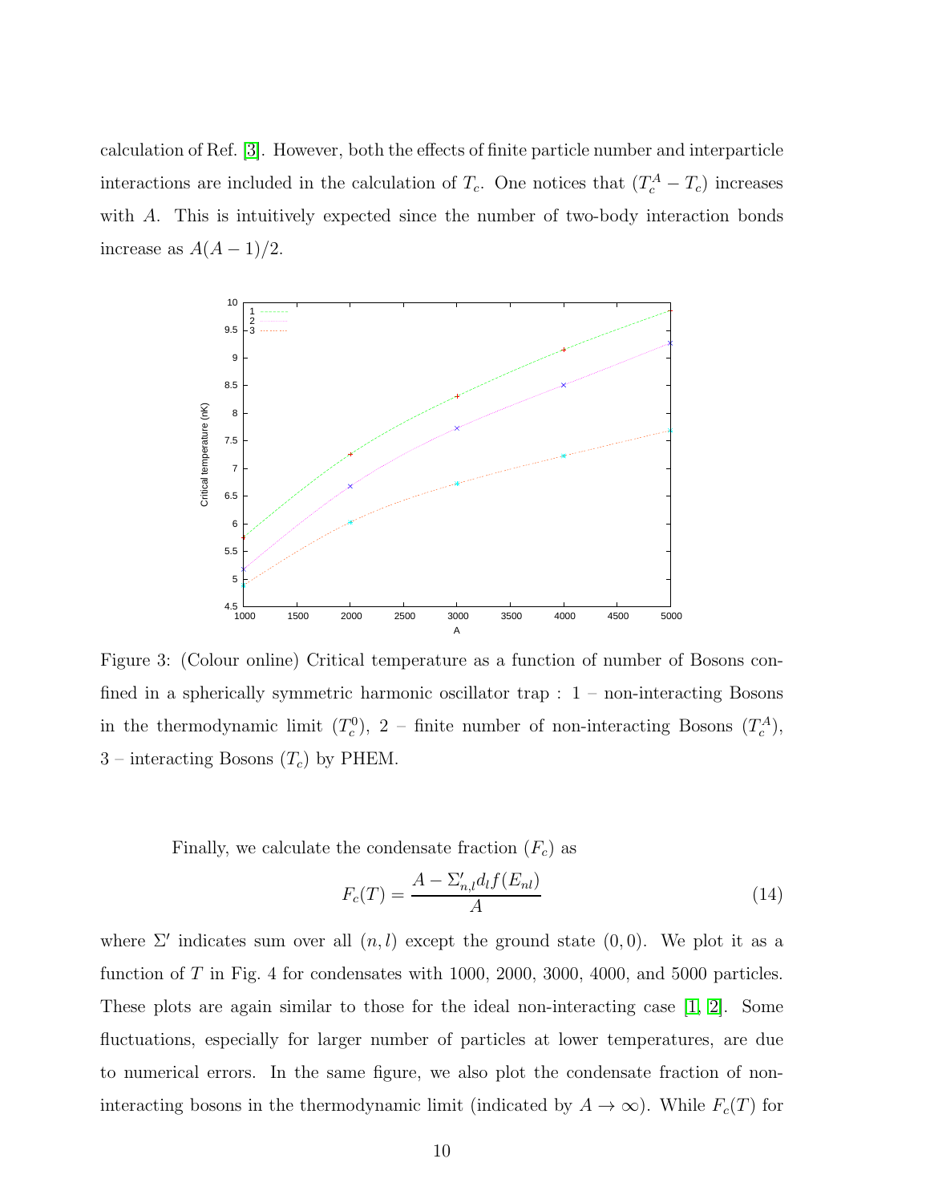calculation of Ref. [3]. However, both the effects of finite particle number and interparticle interactions are included in the calculation of $T_c$. One notices that $(T_c^A - T_c)$ increases with $A$. This is intuitively expected since the number of two-body interaction bonds increase as $A(A-1)/2$.

Figure 3: (Colour online) Critical temperature as a function of number of Bosons confined in a spherically symmetric harmonic oscillator trap : 1 – non-interacting Bosons in the thermodynamic limit ($T_c^0$), 2 – finite number of non-interacting Bosons ($T_c^A$), 3 – interacting Bosons ($T_c$) by PHEM.

Finally, we calculate the condensate fraction ($F_c$) as

$$F_c(T) = \frac{A - \Sigma'_{n,l} d_l f(E_{nl})}{A} \tag{14}$$

where $\Sigma'$ indicates sum over all $(n,l)$ except the ground state $(0,0)$. We plot it as a function of $T$ in Fig. 4 for condensates with 1000, 2000, 3000, 4000, and 5000 particles. These plots are again similar to those for the ideal non-interacting case [1, 2]. Some fluctuations, especially for larger number of particles at lower temperatures, are due to numerical errors. In the same figure, we also plot the condensate fraction of non-interacting bosons in the thermodynamic limit (indicated by $A \to \infty$). While $F_c(T)$ for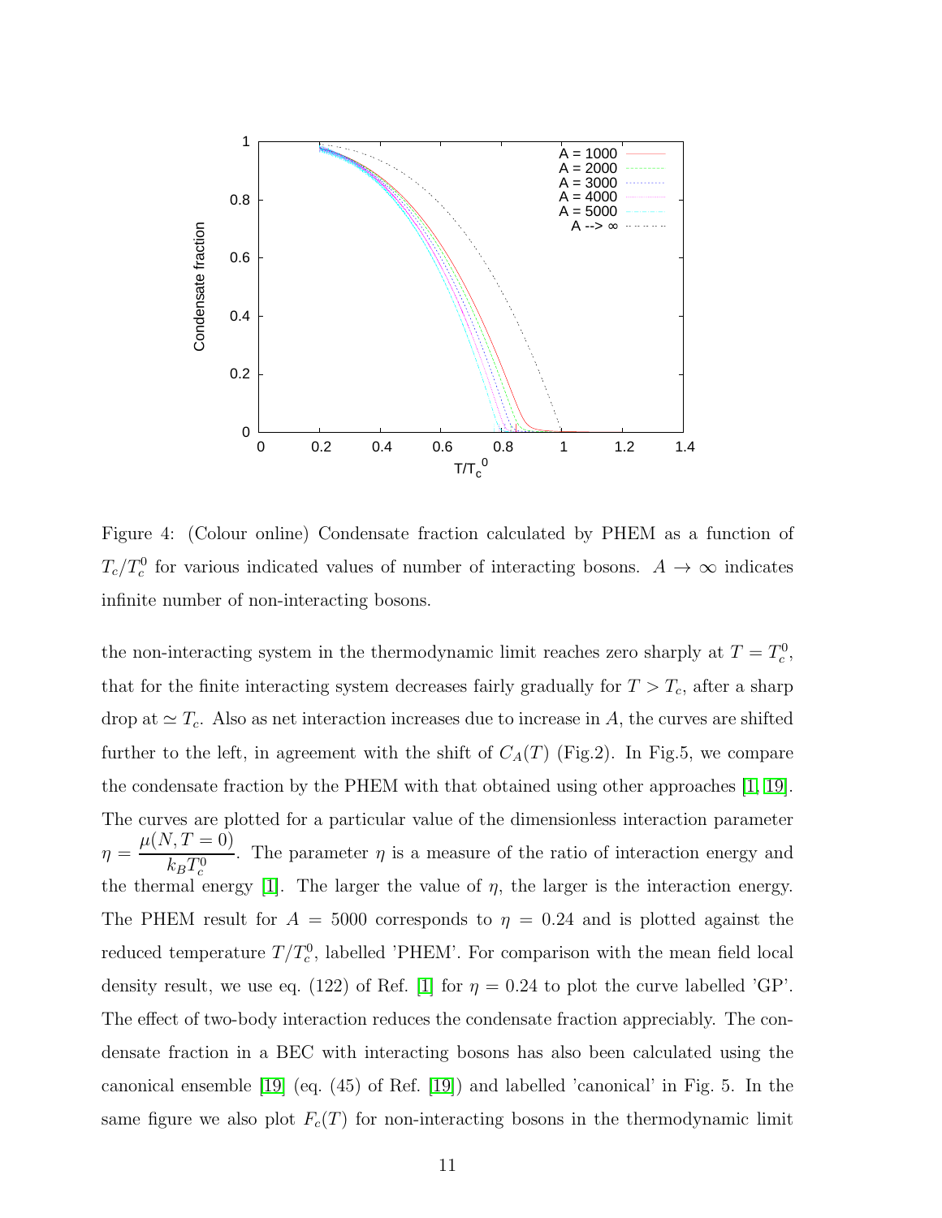Figure 4: (Colour online) Condensate fraction calculated by PHEM as a function of $T_c/T_c^0$ for various indicated values of number of interacting bosons. $A \to \infty$ indicates infinite number of non-interacting bosons.

the non-interacting system in the thermodynamic limit reaches zero sharply at $T = T_c^0$, that for the finite interacting system decreases fairly gradually for $T > T_c$, after a sharp drop at $\simeq T_c$. Also as net interaction increases due to increase in $A$, the curves are shifted further to the left, in agreement with the shift of $C_A(T)$ (Fig.2). In Fig.5, we compare the condensate fraction by the PHEM with that obtained using other approaches [1, 19]. The curves are plotted for a particular value of the dimensionless interaction parameter $\eta = \frac{\mu(N, T=0)}{k_B T_c^0}$. The parameter $\eta$ is a measure of the ratio of interaction energy and the thermal energy [1]. The larger the value of $\eta$, the larger is the interaction energy. The PHEM result for $A = 5000$ corresponds to $\eta = 0.24$ and is plotted against the reduced temperature $T/T_c^0$, labelled 'PHEM'. For comparison with the mean field local density result, we use eq. (122) of Ref. [1] for $\eta = 0.24$ to plot the curve labelled 'GP'. The effect of two-body interaction reduces the condensate fraction appreciably. The condensate fraction in a BEC with interacting bosons has also been calculated using the canonical ensemble [19] (eq. (45) of Ref. [19]) and labelled 'canonical' in Fig. 5. In the same figure we also plot $F_c(T)$ for non-interacting bosons in the thermodynamic limit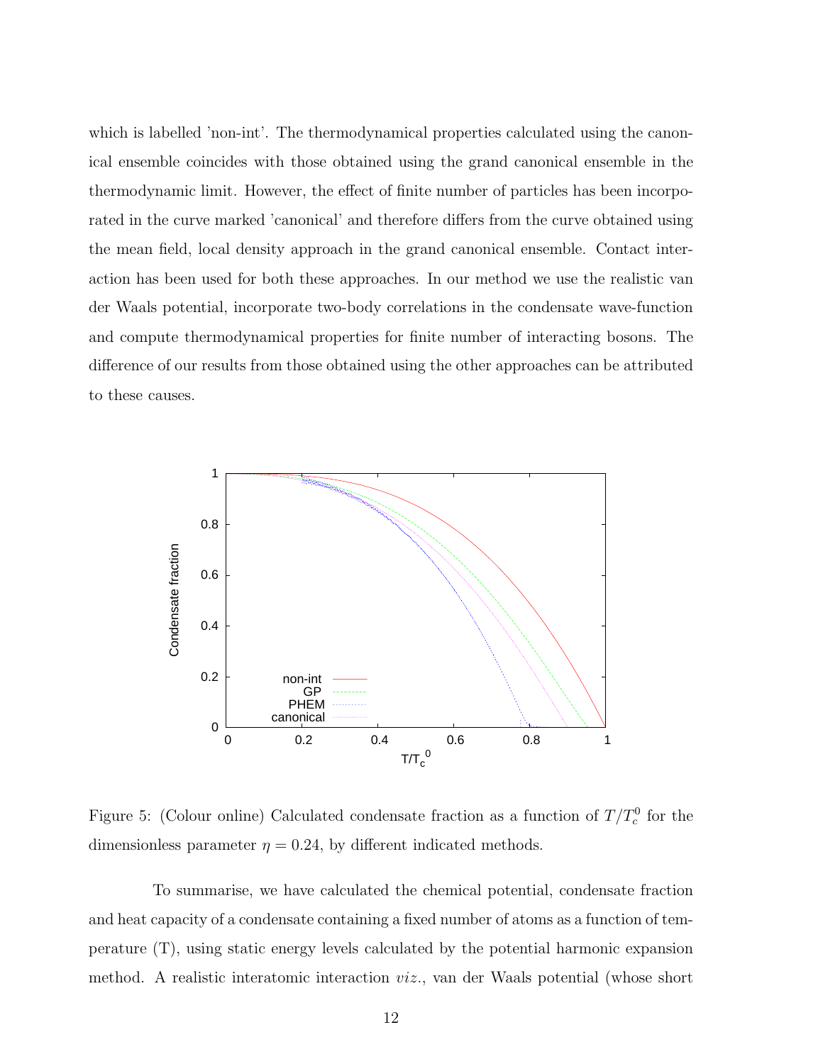which is labelled 'non-int'. The thermodynamical properties calculated using the canonical ensemble coincides with those obtained using the grand canonical ensemble in the thermodynamic limit. However, the effect of finite number of particles has been incorporated in the curve marked 'canonical' and therefore differs from the curve obtained using the mean field, local density approach in the grand canonical ensemble. Contact interaction has been used for both these approaches. In our method we use the realistic van der Waals potential, incorporate two-body correlations in the condensate wave-function and compute thermodynamical properties for finite number of interacting bosons. The difference of our results from those obtained using the other approaches can be attributed to these causes.

Figure 5: (Colour online) Calculated condensate fraction as a function of $T/T_c^0$ for the dimensionless parameter $\eta = 0.24$, by different indicated methods.

To summarise, we have calculated the chemical potential, condensate fraction and heat capacity of a condensate containing a fixed number of atoms as a function of temperature (T), using static energy levels calculated by the potential harmonic expansion method. A realistic interatomic interaction *viz.*, van der Waals potential (whose short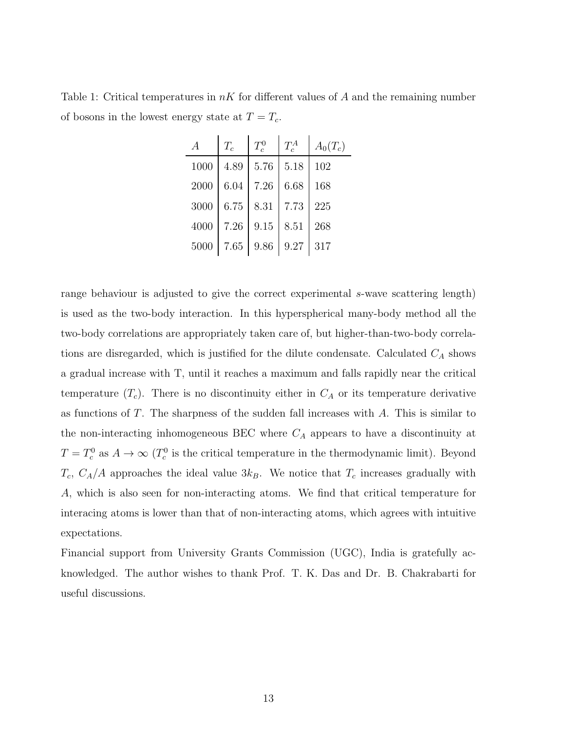Table 1: Critical temperatures in $nK$ for different values of $A$ and the remaining number of bosons in the lowest energy state at $T = T_c$.

| $A$ | $T_c$ | $T_c^0$ | $T_c^A$ | $A_0(T_c)$ |
|---|---|---|---|---|
| 1000 | 4.89 | 5.76 | 5.18 | 102 |
| 2000 | 6.04 | 7.26 | 6.68 | 168 |
| 3000 | 6.75 | 8.31 | 7.73 | 225 |
| 4000 | 7.26 | 9.15 | 8.51 | 268 |
| 5000 | 7.65 | 9.86 | 9.27 | 317 |

range behaviour is adjusted to give the correct experimental $s$-wave scattering length) is used as the two-body interaction. In this hyperspherical many-body method all the two-body correlations are appropriately taken care of, but higher-than-two-body correlations are disregarded, which is justified for the dilute condensate. Calculated $C_A$ shows a gradual increase with T, until it reaches a maximum and falls rapidly near the critical temperature ($T_c$). There is no discontinuity either in $C_A$ or its temperature derivative as functions of $T$. The sharpness of the sudden fall increases with $A$. This is similar to the non-interacting inhomogeneous BEC where $C_A$ appears to have a discontinuity at $T = T_c^0$ as $A \to \infty$ ($T_c^0$ is the critical temperature in the thermodynamic limit). Beyond $T_c$, $C_A/A$ approaches the ideal value $3k_B$. We notice that $T_c$ increases gradually with $A$, which is also seen for non-interacting atoms. We find that critical temperature for interacing atoms is lower than that of non-interacting atoms, which agrees with intuitive expectations.

Financial support from University Grants Commission (UGC), India is gratefully acknowledged. The author wishes to thank Prof. T. K. Das and Dr. B. Chakrabarti for useful discussions.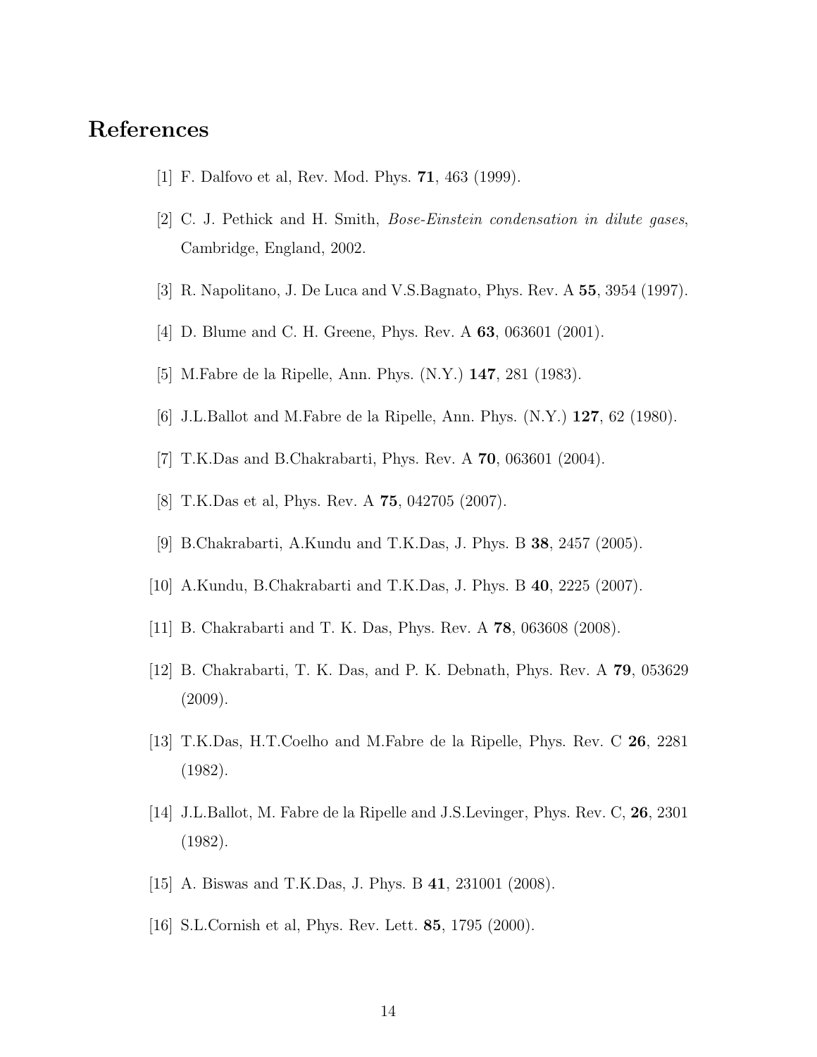# References

[1] F. Dalfovo et al, Rev. Mod. Phys. **71**, 463 (1999).

[2] C. J. Pethick and H. Smith, *Bose-Einstein condensation in dilute gases*, Cambridge, England, 2002.

[3] R. Napolitano, J. De Luca and V.S.Bagnato, Phys. Rev. A **55**, 3954 (1997).

[4] D. Blume and C. H. Greene, Phys. Rev. A **63**, 063601 (2001).

[5] M.Fabre de la Ripelle, Ann. Phys. (N.Y.) **147**, 281 (1983).

[6] J.L.Ballot and M.Fabre de la Ripelle, Ann. Phys. (N.Y.) **127**, 62 (1980).

[7] T.K.Das and B.Chakrabarti, Phys. Rev. A **70**, 063601 (2004).

[8] T.K.Das et al, Phys. Rev. A **75**, 042705 (2007).

[9] B.Chakrabarti, A.Kundu and T.K.Das, J. Phys. B **38**, 2457 (2005).

[10] A.Kundu, B.Chakrabarti and T.K.Das, J. Phys. B **40**, 2225 (2007).

[11] B. Chakrabarti and T. K. Das, Phys. Rev. A **78**, 063608 (2008).

[12] B. Chakrabarti, T. K. Das, and P. K. Debnath, Phys. Rev. A **79**, 053629 (2009).

[13] T.K.Das, H.T.Coelho and M.Fabre de la Ripelle, Phys. Rev. C **26**, 2281 (1982).

[14] J.L.Ballot, M. Fabre de la Ripelle and J.S.Levinger, Phys. Rev. C, **26**, 2301 (1982).

[15] A. Biswas and T.K.Das, J. Phys. B **41**, 231001 (2008).

[16] S.L.Cornish et al, Phys. Rev. Lett. **85**, 1795 (2000).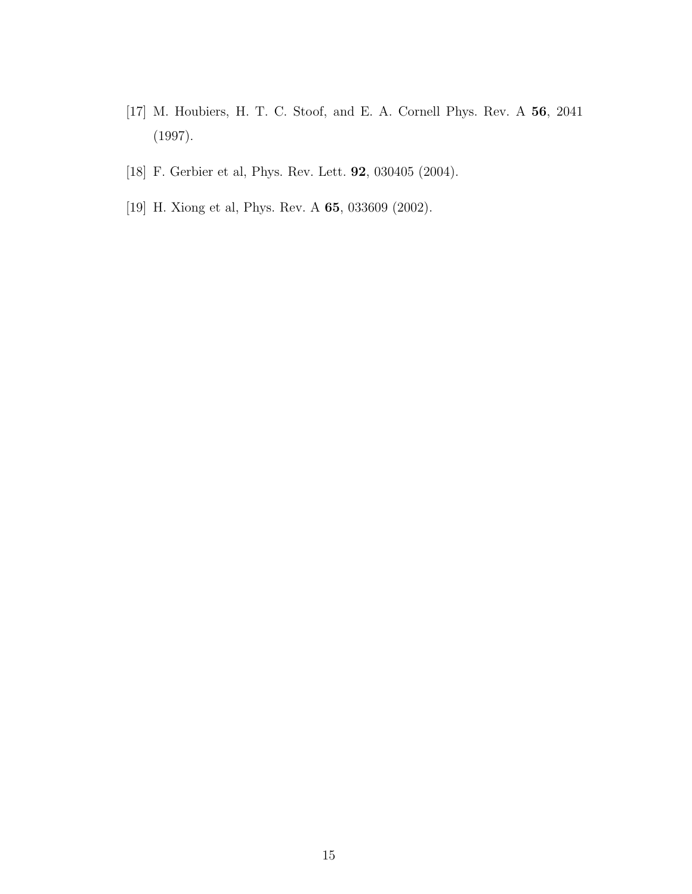[17] M. Houbiers, H. T. C. Stoof, and E. A. Cornell Phys. Rev. A **56**, 2041 (1997).

[18] F. Gerbier et al, Phys. Rev. Lett. **92**, 030405 (2004).

[19] H. Xiong et al, Phys. Rev. A **65**, 033609 (2002).